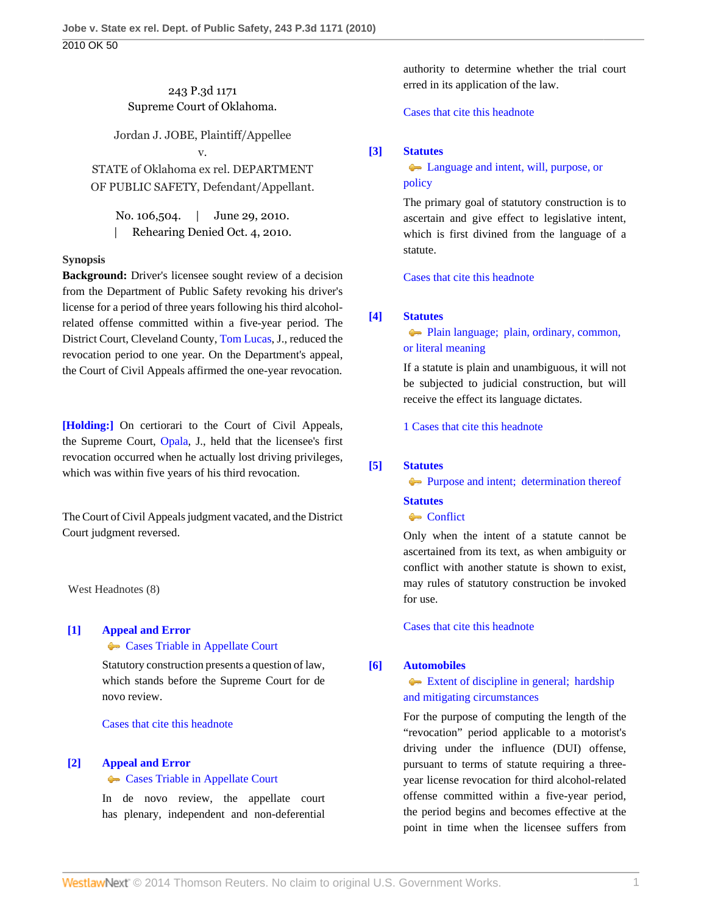243 P.3d 1171
Supreme Court of Oklahoma.

Jordan J. JOBE, Plaintiff/Appellee
v.
STATE of Oklahoma ex rel. DEPARTMENT OF PUBLIC SAFETY, Defendant/Appellant.

No. 106,504. | June 29, 2010. | Rehearing Denied Oct. 4, 2010.

**Synopsis**

**Background:** Driver's licensee sought review of a decision from the Department of Public Safety revoking his driver's license for a period of three years following his third alcohol-related offense committed within a five-year period. The District Court, Cleveland County, Tom Lucas, J., reduced the revocation period to one year. On the Department's appeal, the Court of Civil Appeals affirmed the one-year revocation.

**[Holding:]** On certiorari to the Court of Civil Appeals, the Supreme Court, Opala, J., held that the licensee's first revocation occurred when he actually lost driving privileges, which was within five years of his third revocation.

The Court of Civil Appeals judgment vacated, and the District Court judgment reversed.

West Headnotes (8)

**[1] Appeal and Error**
Cases Triable in Appellate Court

Statutory construction presents a question of law, which stands before the Supreme Court for de novo review.

Cases that cite this headnote

**[2] Appeal and Error**
Cases Triable in Appellate Court

In de novo review, the appellate court has plenary, independent and non-deferential authority to determine whether the trial court erred in its application of the law.

Cases that cite this headnote

**[3] Statutes**
Language and intent, will, purpose, or policy

The primary goal of statutory construction is to ascertain and give effect to legislative intent, which is first divined from the language of a statute.

Cases that cite this headnote

**[4] Statutes**
Plain language; plain, ordinary, common, or literal meaning

If a statute is plain and unambiguous, it will not be subjected to judicial construction, but will receive the effect its language dictates.

1 Cases that cite this headnote

**[5] Statutes**
Purpose and intent; determination thereof

**Statutes**
Conflict

Only when the intent of a statute cannot be ascertained from its text, as when ambiguity or conflict with another statute is shown to exist, may rules of statutory construction be invoked for use.

Cases that cite this headnote

**[6] Automobiles**
Extent of discipline in general; hardship and mitigating circumstances

For the purpose of computing the length of the "revocation" period applicable to a motorist's driving under the influence (DUI) offense, pursuant to terms of statute requiring a three-year license revocation for third alcohol-related offense committed within a five-year period, the period begins and becomes effective at the point in time when the licensee suffers from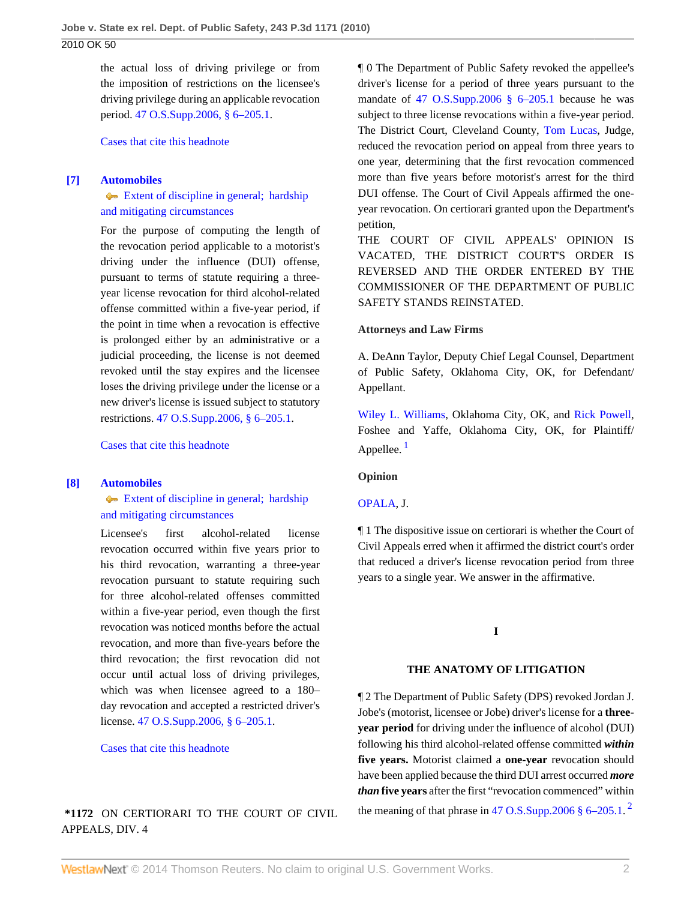the actual loss of driving privilege or from the imposition of restrictions on the licensee's driving privilege during an applicable revocation period. 47 O.S.Supp.2006, § 6–205.1.

Cases that cite this headnote

**[7] Automobiles**

Extent of discipline in general; hardship and mitigating circumstances

For the purpose of computing the length of the revocation period applicable to a motorist's driving under the influence (DUI) offense, pursuant to terms of statute requiring a three-year license revocation for third alcohol-related offense committed within a five-year period, if the point in time when a revocation is effective is prolonged either by an administrative or a judicial proceeding, the license is not deemed revoked until the stay expires and the licensee loses the driving privilege under the license or a new driver's license is issued subject to statutory restrictions. 47 O.S.Supp.2006, § 6–205.1.

Cases that cite this headnote

**[8] Automobiles**

Extent of discipline in general; hardship and mitigating circumstances

Licensee's first alcohol-related license revocation occurred within five years prior to his third revocation, warranting a three-year revocation pursuant to statute requiring such for three alcohol-related offenses committed within a five-year period, even though the first revocation was noticed months before the actual revocation, and more than five-years before the third revocation; the first revocation did not occur until actual loss of driving privileges, which was when licensee agreed to a 180–day revocation and accepted a restricted driver's license. 47 O.S.Supp.2006, § 6–205.1.

Cases that cite this headnote

**\*1172** ON CERTIORARI TO THE COURT OF CIVIL APPEALS, DIV. 4

¶ 0 The Department of Public Safety revoked the appellee's driver's license for a period of three years pursuant to the mandate of 47 O.S.Supp.2006 § 6–205.1 because he was subject to three license revocations within a five-year period. The District Court, Cleveland County, Tom Lucas, Judge, reduced the revocation period on appeal from three years to one year, determining that the first revocation commenced more than five years before motorist's arrest for the third DUI offense. The Court of Civil Appeals affirmed the one-year revocation. On certiorari granted upon the Department's petition,

THE COURT OF CIVIL APPEALS' OPINION IS VACATED, THE DISTRICT COURT'S ORDER IS REVERSED AND THE ORDER ENTERED BY THE COMMISSIONER OF THE DEPARTMENT OF PUBLIC SAFETY STANDS REINSTATED.

**Attorneys and Law Firms**

A. DeAnn Taylor, Deputy Chief Legal Counsel, Department of Public Safety, Oklahoma City, OK, for Defendant/Appellant.

Wiley L. Williams, Oklahoma City, OK, and Rick Powell, Foshee and Yaffe, Oklahoma City, OK, for Plaintiff/Appellee. [1]

**Opinion**

OPALA, J.

¶ 1 The dispositive issue on certiorari is whether the Court of Civil Appeals erred when it affirmed the district court's order that reduced a driver's license revocation period from three years to a single year. We answer in the affirmative.

## I

## THE ANATOMY OF LITIGATION

¶ 2 The Department of Public Safety (DPS) revoked Jordan J. Jobe's (motorist, licensee or Jobe) driver's license for a **three-year period** for driving under the influence of alcohol (DUI) following his third alcohol-related offense committed ***within*** **five years.** Motorist claimed a **one-year** revocation should have been applied because the third DUI arrest occurred ***more than*** **five years** after the first "revocation commenced" within the meaning of that phrase in 47 O.S.Supp.2006 § 6–205.1. [2]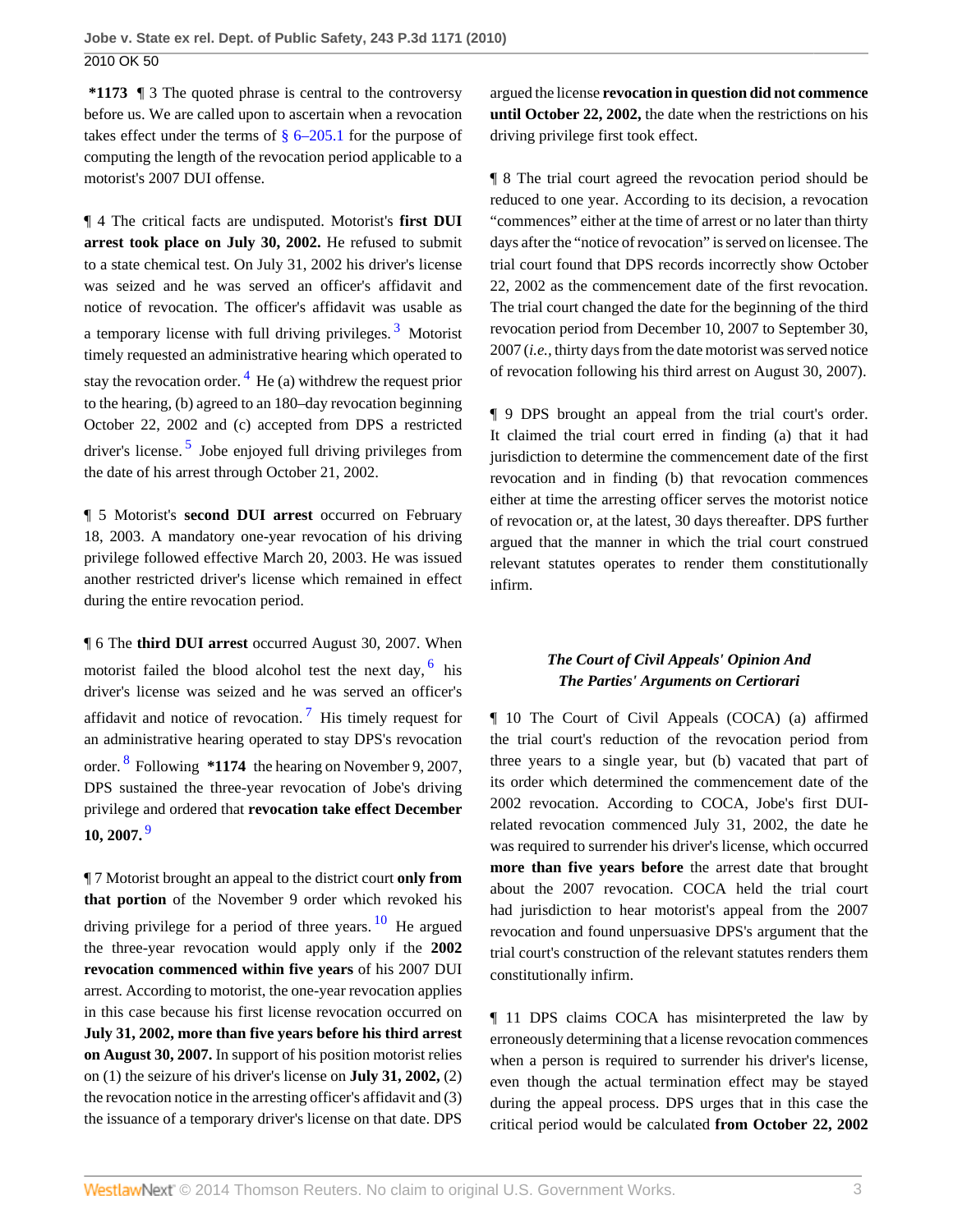**\*1173** ¶ 3 The quoted phrase is central to the controversy before us. We are called upon to ascertain when a revocation takes effect under the terms of § 6–205.1 for the purpose of computing the length of the revocation period applicable to a motorist's 2007 DUI offense.

¶ 4 The critical facts are undisputed. Motorist's **first DUI arrest took place on July 30, 2002.** He refused to submit to a state chemical test. On July 31, 2002 his driver's license was seized and he was served an officer's affidavit and notice of revocation. The officer's affidavit was usable as a temporary license with full driving privileges. [3] Motorist timely requested an administrative hearing which operated to stay the revocation order. [4] He (a) withdrew the request prior to the hearing, (b) agreed to an 180–day revocation beginning October 22, 2002 and (c) accepted from DPS a restricted driver's license. [5] Jobe enjoyed full driving privileges from the date of his arrest through October 21, 2002.

¶ 5 Motorist's **second DUI arrest** occurred on February 18, 2003. A mandatory one-year revocation of his driving privilege followed effective March 20, 2003. He was issued another restricted driver's license which remained in effect during the entire revocation period.

¶ 6 The **third DUI arrest** occurred August 30, 2007. When motorist failed the blood alcohol test the next day, [6] his driver's license was seized and he was served an officer's affidavit and notice of revocation. [7] His timely request for an administrative hearing operated to stay DPS's revocation order. [8] Following **\*1174** the hearing on November 9, 2007, DPS sustained the three-year revocation of Jobe's driving privilege and ordered that **revocation take effect December 10, 2007.** [9]

¶ 7 Motorist brought an appeal to the district court **only from that portion** of the November 9 order which revoked his driving privilege for a period of three years. [10] He argued the three-year revocation would apply only if the **2002 revocation commenced within five years** of his 2007 DUI arrest. According to motorist, the one-year revocation applies in this case because his first license revocation occurred on **July 31, 2002, more than five years before his third arrest on August 30, 2007.** In support of his position motorist relies on (1) the seizure of his driver's license on **July 31, 2002,** (2) the revocation notice in the arresting officer's affidavit and (3) the issuance of a temporary driver's license on that date. DPS argued the license **revocation in question did not commence until October 22, 2002,** the date when the restrictions on his driving privilege first took effect.

¶ 8 The trial court agreed the revocation period should be reduced to one year. According to its decision, a revocation "commences" either at the time of arrest or no later than thirty days after the "notice of revocation" is served on licensee. The trial court found that DPS records incorrectly show October 22, 2002 as the commencement date of the first revocation. The trial court changed the date for the beginning of the third revocation period from December 10, 2007 to September 30, 2007 (*i.e.,* thirty days from the date motorist was served notice of revocation following his third arrest on August 30, 2007).

¶ 9 DPS brought an appeal from the trial court's order. It claimed the trial court erred in finding (a) that it had jurisdiction to determine the commencement date of the first revocation and in finding (b) that revocation commences either at time the arresting officer serves the motorist notice of revocation or, at the latest, 30 days thereafter. DPS further argued that the manner in which the trial court construed relevant statutes operates to render them constitutionally infirm.

### *The Court of Civil Appeals' Opinion And The Parties' Arguments on Certiorari*

¶ 10 The Court of Civil Appeals (COCA) (a) affirmed the trial court's reduction of the revocation period from three years to a single year, but (b) vacated that part of its order which determined the commencement date of the 2002 revocation. According to COCA, Jobe's first DUI-related revocation commenced July 31, 2002, the date he was required to surrender his driver's license, which occurred **more than five years before** the arrest date that brought about the 2007 revocation. COCA held the trial court had jurisdiction to hear motorist's appeal from the 2007 revocation and found unpersuasive DPS's argument that the trial court's construction of the relevant statutes renders them constitutionally infirm.

¶ 11 DPS claims COCA has misinterpreted the law by erroneously determining that a license revocation commences when a person is required to surrender his driver's license, even though the actual termination effect may be stayed during the appeal process. DPS urges that in this case the critical period would be calculated **from October 22, 2002**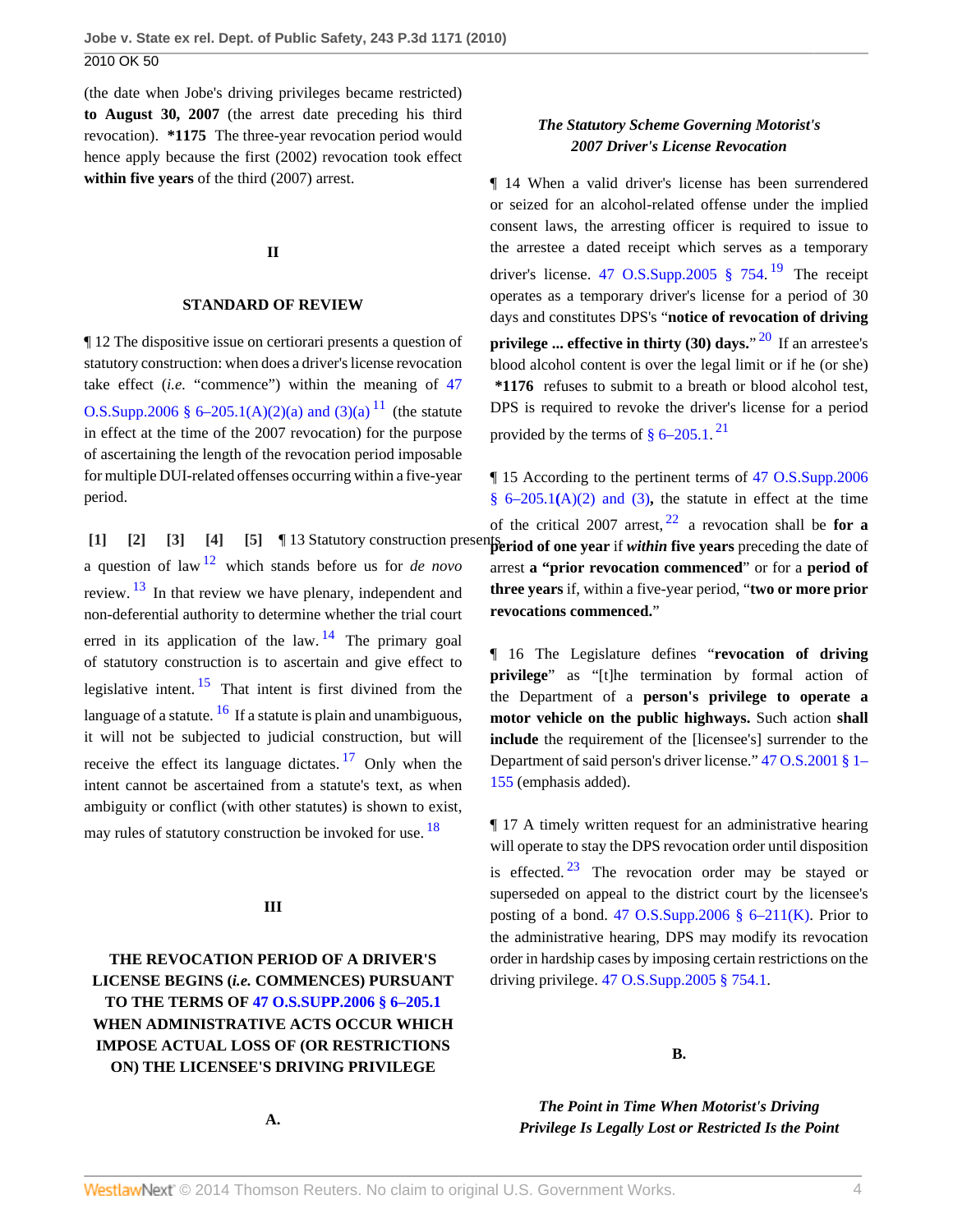(the date when Jobe's driving privileges became restricted) **to August 30, 2007** (the arrest date preceding his third revocation). **\*1175** The three-year revocation period would hence apply because the first (2002) revocation took effect **within five years** of the third (2007) arrest.

## II

## STANDARD OF REVIEW

¶ 12 The dispositive issue on certiorari presents a question of statutory construction: when does a driver's license revocation take effect (*i.e.* "commence") within the meaning of 47 O.S.Supp.2006 § 6–205.1(A)(2)(a) and (3)(a) [11] (the statute in effect at the time of the 2007 revocation) for the purpose of ascertaining the length of the revocation period imposable for multiple DUI-related offenses occurring within a five-year period.

**[1] [2] [3] [4] [5]** ¶ 13 Statutory construction presents a question of law [12] which stands before us for *de novo* review. [13] In that review we have plenary, independent and non-deferential authority to determine whether the trial court erred in its application of the law. [14] The primary goal of statutory construction is to ascertain and give effect to legislative intent. [15] That intent is first divined from the language of a statute. [16] If a statute is plain and unambiguous, it will not be subjected to judicial construction, but will receive the effect its language dictates. [17] Only when the intent cannot be ascertained from a statute's text, as when ambiguity or conflict (with other statutes) is shown to exist, may rules of statutory construction be invoked for use. [18]

## III

## THE REVOCATION PERIOD OF A DRIVER'S LICENSE BEGINS (*i.e.* COMMENCES) PURSUANT TO THE TERMS OF 47 O.S.SUPP.2006 § 6–205.1 WHEN ADMINISTRATIVE ACTS OCCUR WHICH IMPOSE ACTUAL LOSS OF (OR RESTRICTIONS ON) THE LICENSEE'S DRIVING PRIVILEGE

### A.

### *The Statutory Scheme Governing Motorist's 2007 Driver's License Revocation*

¶ 14 When a valid driver's license has been surrendered or seized for an alcohol-related offense under the implied consent laws, the arresting officer is required to issue to the arrestee a dated receipt which serves as a temporary driver's license. 47 O.S.Supp.2005 § 754. [19] The receipt operates as a temporary driver's license for a period of 30 days and constitutes DPS's "**notice of revocation of driving privilege ... effective in thirty (30) days.**" [20] If an arrestee's blood alcohol content is over the legal limit or if he (or she) **\*1176** refuses to submit to a breath or blood alcohol test, DPS is required to revoke the driver's license for a period provided by the terms of § 6–205.1. [21]

¶ 15 According to the pertinent terms of 47 O.S.Supp.2006 § 6–205.1**(**A)(2) and (3)**,** the statute in effect at the time of the critical 2007 arrest, [22] a revocation shall be **for a period of one year** if ***within*** **five years** preceding the date of arrest **a "prior revocation commenced**" or for a **period of three years** if, within a five-year period, "**two or more prior revocations commenced.**"

¶ 16 The Legislature defines "**revocation of driving privilege**" as "[t]he termination by formal action of the Department of a **person's privilege to operate a motor vehicle on the public highways.** Such action **shall include** the requirement of the [licensee's] surrender to the Department of said person's driver license." 47 O.S.2001 § 1–155 (emphasis added).

¶ 17 A timely written request for an administrative hearing will operate to stay the DPS revocation order until disposition is effected. [23] The revocation order may be stayed or superseded on appeal to the district court by the licensee's posting of a bond. 47 O.S.Supp.2006 § 6–211(K). Prior to the administrative hearing, DPS may modify its revocation order in hardship cases by imposing certain restrictions on the driving privilege. 47 O.S.Supp.2005 § 754.1.

### B.

### *The Point in Time When Motorist's Driving Privilege Is Legally Lost or Restricted Is the Point*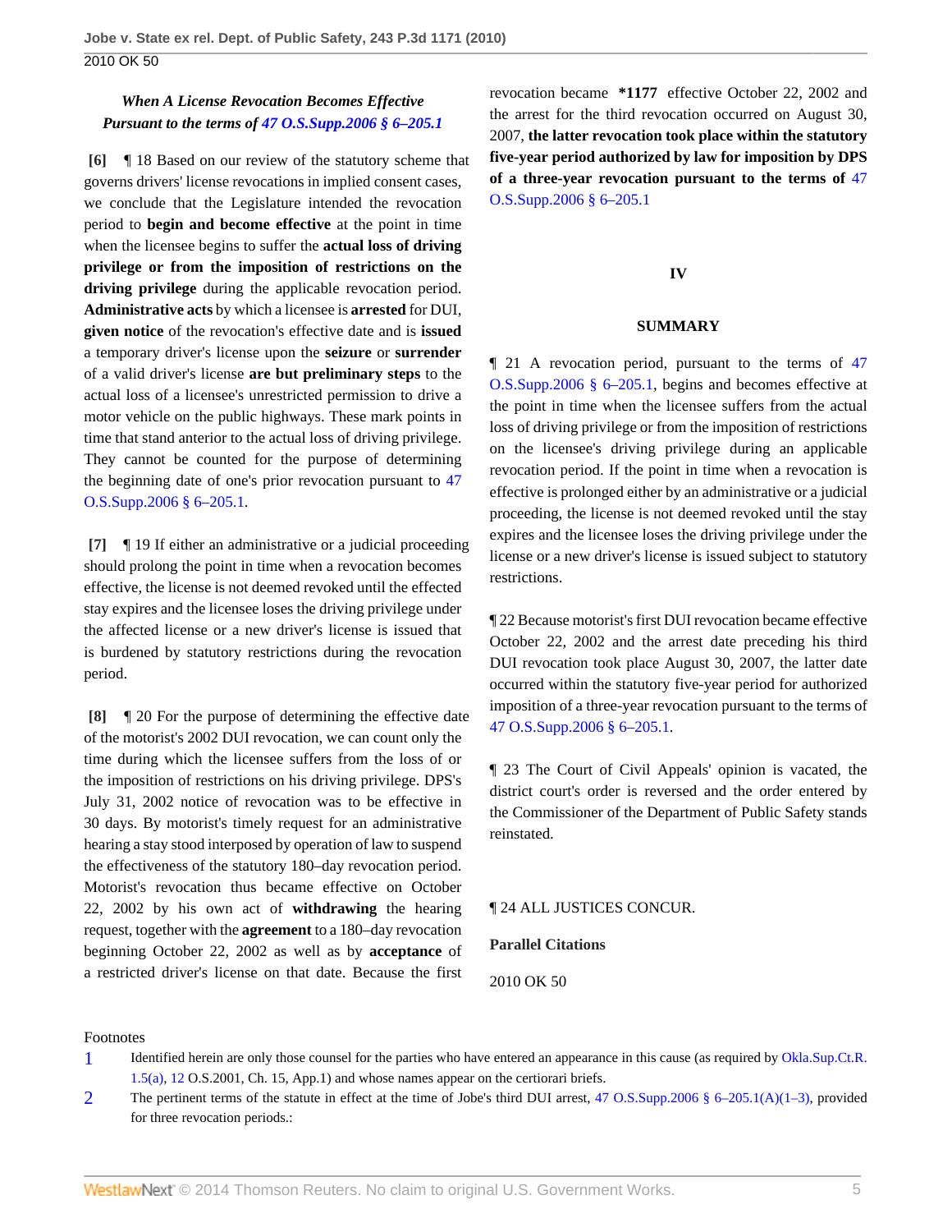### *When A License Revocation Becomes Effective Pursuant to the terms of 47 O.S.Supp.2006 § 6–205.1*

**[6]** ¶ 18 Based on our review of the statutory scheme that governs drivers' license revocations in implied consent cases, we conclude that the Legislature intended the revocation period to **begin and become effective** at the point in time when the licensee begins to suffer the **actual loss of driving privilege or from the imposition of restrictions on the driving privilege** during the applicable revocation period. **Administrative acts** by which a licensee is **arrested** for DUI, **given notice** of the revocation's effective date and is **issued** a temporary driver's license upon the **seizure** or **surrender** of a valid driver's license **are but preliminary steps** to the actual loss of a licensee's unrestricted permission to drive a motor vehicle on the public highways. These mark points in time that stand anterior to the actual loss of driving privilege. They cannot be counted for the purpose of determining the beginning date of one's prior revocation pursuant to 47 O.S.Supp.2006 § 6–205.1.

**[7]** ¶ 19 If either an administrative or a judicial proceeding should prolong the point in time when a revocation becomes effective, the license is not deemed revoked until the effected stay expires and the licensee loses the driving privilege under the affected license or a new driver's license is issued that is burdened by statutory restrictions during the revocation period.

**[8]** ¶ 20 For the purpose of determining the effective date of the motorist's 2002 DUI revocation, we can count only the time during which the licensee suffers from the loss of or the imposition of restrictions on his driving privilege. DPS's July 31, 2002 notice of revocation was to be effective in 30 days. By motorist's timely request for an administrative hearing a stay stood interposed by operation of law to suspend the effectiveness of the statutory 180–day revocation period. Motorist's revocation thus became effective on October 22, 2002 by his own act of **withdrawing** the hearing request, together with the **agreement** to a 180–day revocation beginning October 22, 2002 as well as by **acceptance** of a restricted driver's license on that date. Because the first revocation became *1177 effective October 22, 2002 and the arrest for the third revocation occurred on August 30, 2007, **the latter revocation took place within the statutory five-year period authorized by law for imposition by DPS of a three-year revocation pursuant to the terms of** 47 O.S.Supp.2006 § 6–205.1

## IV

## SUMMARY

¶ 21 A revocation period, pursuant to the terms of 47 O.S.Supp.2006 § 6–205.1, begins and becomes effective at the point in time when the licensee suffers from the actual loss of driving privilege or from the imposition of restrictions on the licensee's driving privilege during an applicable revocation period. If the point in time when a revocation is effective is prolonged either by an administrative or a judicial proceeding, the license is not deemed revoked until the stay expires and the licensee loses the driving privilege under the license or a new driver's license is issued subject to statutory restrictions.

¶ 22 Because motorist's first DUI revocation became effective October 22, 2002 and the arrest date preceding his third DUI revocation took place August 30, 2007, the latter date occurred within the statutory five-year period for authorized imposition of a three-year revocation pursuant to the terms of 47 O.S.Supp.2006 § 6–205.1.

¶ 23 The Court of Civil Appeals' opinion is vacated, the district court's order is reversed and the order entered by the Commissioner of the Department of Public Safety stands reinstated.

¶ 24 ALL JUSTICES CONCUR.

**Parallel Citations**

2010 OK 50

Footnotes

1 Identified herein are only those counsel for the parties who have entered an appearance in this cause (as required by Okla.Sup.Ct.R. 1.5(a), 12 O.S.2001, Ch. 15, App.1) and whose names appear on the certiorari briefs.

2 The pertinent terms of the statute in effect at the time of Jobe's third DUI arrest, 47 O.S.Supp.2006 § 6–205.1(A)(1–3), provided for three revocation periods.: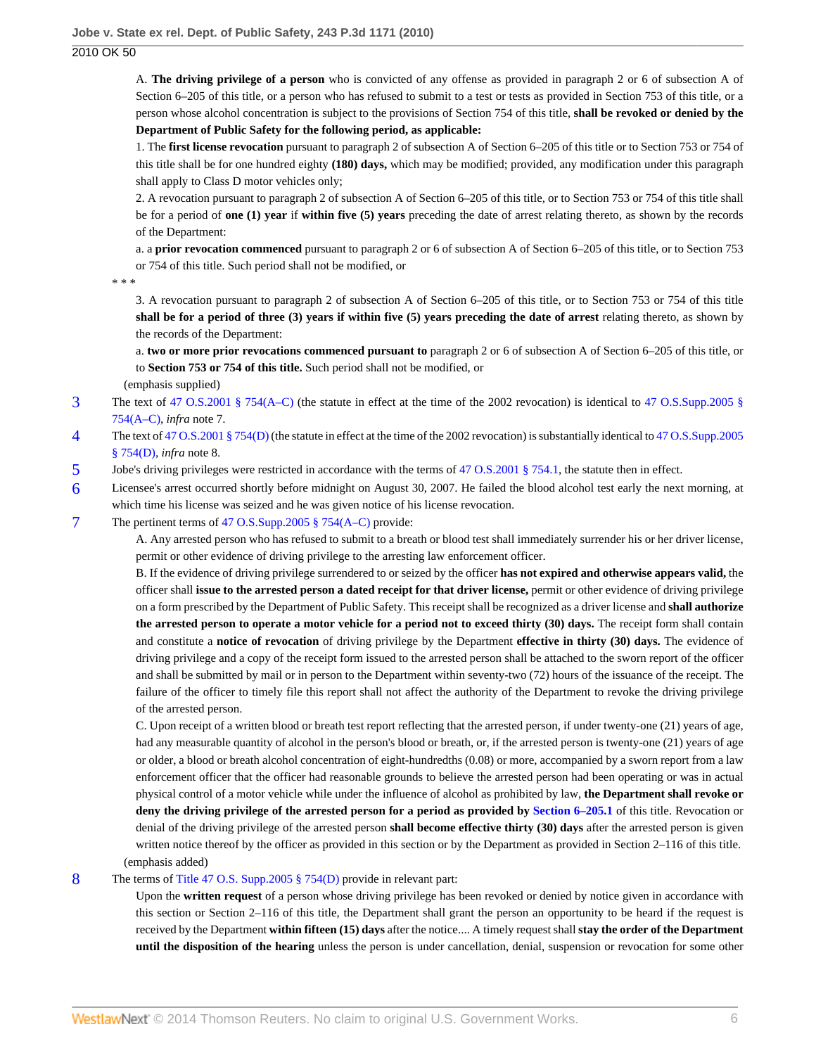A. **The driving privilege of a person** who is convicted of any offense as provided in paragraph 2 or 6 of subsection A of Section 6–205 of this title, or a person who has refused to submit to a test or tests as provided in Section 753 of this title, or a person whose alcohol concentration is subject to the provisions of Section 754 of this title, **shall be revoked or denied by the Department of Public Safety for the following period, as applicable:**

1. The **first license revocation** pursuant to paragraph 2 of subsection A of Section 6–205 of this title or to Section 753 or 754 of this title shall be for one hundred eighty **(180) days,** which may be modified; provided, any modification under this paragraph shall apply to Class D motor vehicles only;

2. A revocation pursuant to paragraph 2 of subsection A of Section 6–205 of this title, or to Section 753 or 754 of this title shall be for a period of **one (1) year** if **within five (5) years** preceding the date of arrest relating thereto, as shown by the records of the Department:

a. a **prior revocation commenced** pursuant to paragraph 2 or 6 of subsection A of Section 6–205 of this title, or to Section 753 or 754 of this title. Such period shall not be modified, or

* * *

3. A revocation pursuant to paragraph 2 of subsection A of Section 6–205 of this title, or to Section 753 or 754 of this title **shall be for a period of three (3) years if within five (5) years preceding the date of arrest** relating thereto, as shown by the records of the Department:

a. **two or more prior revocations commenced pursuant to** paragraph 2 or 6 of subsection A of Section 6–205 of this title, or to **Section 753 or 754 of this title.** Such period shall not be modified, or

(emphasis supplied)

3 The text of 47 O.S.2001 § 754(A–C) (the statute in effect at the time of the 2002 revocation) is identical to 47 O.S.Supp.2005 § 754(A–C), *infra* note 7.

4 The text of 47 O.S.2001 § 754(D) (the statute in effect at the time of the 2002 revocation) is substantially identical to 47 O.S.Supp.2005 § 754(D), *infra* note 8.

5 Jobe's driving privileges were restricted in accordance with the terms of 47 O.S.2001 § 754.1, the statute then in effect.

6 Licensee's arrest occurred shortly before midnight on August 30, 2007. He failed the blood alcohol test early the next morning, at which time his license was seized and he was given notice of his license revocation.

7 The pertinent terms of 47 O.S.Supp.2005 § 754(A–C) provide:

A. Any arrested person who has refused to submit to a breath or blood test shall immediately surrender his or her driver license, permit or other evidence of driving privilege to the arresting law enforcement officer.

B. If the evidence of driving privilege surrendered to or seized by the officer **has not expired and otherwise appears valid,** the officer shall **issue to the arrested person a dated receipt for that driver license,** permit or other evidence of driving privilege on a form prescribed by the Department of Public Safety. This receipt shall be recognized as a driver license and **shall authorize the arrested person to operate a motor vehicle for a period not to exceed thirty (30) days.** The receipt form shall contain and constitute a **notice of revocation** of driving privilege by the Department **effective in thirty (30) days.** The evidence of driving privilege and a copy of the receipt form issued to the arrested person shall be attached to the sworn report of the officer and shall be submitted by mail or in person to the Department within seventy-two (72) hours of the issuance of the receipt. The failure of the officer to timely file this report shall not affect the authority of the Department to revoke the driving privilege of the arrested person.

C. Upon receipt of a written blood or breath test report reflecting that the arrested person, if under twenty-one (21) years of age, had any measurable quantity of alcohol in the person's blood or breath, or, if the arrested person is twenty-one (21) years of age or older, a blood or breath alcohol concentration of eight-hundredths (0.08) or more, accompanied by a sworn report from a law enforcement officer that the officer had reasonable grounds to believe the arrested person had been operating or was in actual physical control of a motor vehicle while under the influence of alcohol as prohibited by law, **the Department shall revoke or deny the driving privilege of the arrested person for a period as provided by Section 6–205.1** of this title. Revocation or denial of the driving privilege of the arrested person **shall become effective thirty (30) days** after the arrested person is given written notice thereof by the officer as provided in this section or by the Department as provided in Section 2–116 of this title.

(emphasis added)

8 The terms of Title 47 O.S. Supp.2005 § 754(D) provide in relevant part:

Upon the **written request** of a person whose driving privilege has been revoked or denied by notice given in accordance with this section or Section 2–116 of this title, the Department shall grant the person an opportunity to be heard if the request is received by the Department **within fifteen (15) days** after the notice.... A timely request shall **stay the order of the Department until the disposition of the hearing** unless the person is under cancellation, denial, suspension or revocation for some other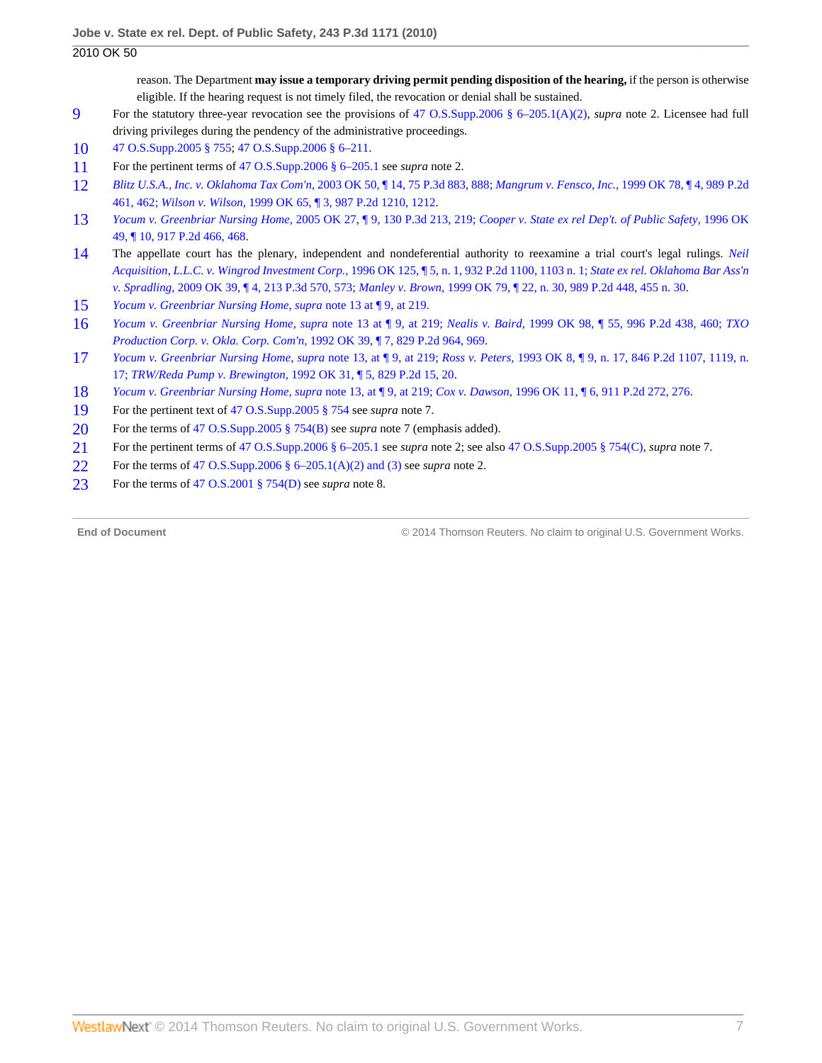reason. The Department **may issue a temporary driving permit pending disposition of the hearing,** if the person is otherwise eligible. If the hearing request is not timely filed, the revocation or denial shall be sustained.

9 For the statutory three-year revocation see the provisions of 47 O.S.Supp.2006 § 6–205.1(A)(2), *supra* note 2. Licensee had full driving privileges during the pendency of the administrative proceedings.

10 47 O.S.Supp.2005 § 755; 47 O.S.Supp.2006 § 6–211.

11 For the pertinent terms of 47 O.S.Supp.2006 § 6–205.1 see *supra* note 2.

12 *Blitz U.S.A., Inc. v. Oklahoma Tax Com'n,* 2003 OK 50, ¶ 14, 75 P.3d 883, 888; *Mangrum v. Fensco, Inc.,* 1999 OK 78, ¶ 4, 989 P.2d 461, 462; *Wilson v. Wilson,* 1999 OK 65, ¶ 3, 987 P.2d 1210, 1212.

13 *Yocum v. Greenbriar Nursing Home,* 2005 OK 27, ¶ 9, 130 P.3d 213, 219; *Cooper v. State ex rel Dep't. of Public Safety,* 1996 OK 49, ¶ 10, 917 P.2d 466, 468.

14 The appellate court has the plenary, independent and nondeferential authority to reexamine a trial court's legal rulings. *Neil Acquisition, L.L.C. v. Wingrod Investment Corp.,* 1996 OK 125, ¶ 5, n. 1, 932 P.2d 1100, 1103 n. 1; *State ex rel. Oklahoma Bar Ass'n v. Spradling,* 2009 OK 39, ¶ 4, 213 P.3d 570, 573; *Manley v. Brown,* 1999 OK 79, ¶ 22, n. 30, 989 P.2d 448, 455 n. 30.

15 *Yocum v. Greenbriar Nursing Home, supra* note 13 at ¶ 9, at 219.

16 *Yocum v. Greenbriar Nursing Home, supra* note 13 at ¶ 9, at 219; *Nealis v. Baird,* 1999 OK 98, ¶ 55, 996 P.2d 438, 460; *TXO Production Corp. v. Okla. Corp. Com'n,* 1992 OK 39, ¶ 7, 829 P.2d 964, 969.

17 *Yocum v. Greenbriar Nursing Home, supra* note 13, at ¶ 9, at 219; *Ross v. Peters,* 1993 OK 8, ¶ 9, n. 17, 846 P.2d 1107, 1119, n. 17; *TRW/Reda Pump v. Brewington,* 1992 OK 31, ¶ 5, 829 P.2d 15, 20.

18 *Yocum v. Greenbriar Nursing Home, supra* note 13, at ¶ 9, at 219; *Cox v. Dawson,* 1996 OK 11, ¶ 6, 911 P.2d 272, 276.

19 For the pertinent text of 47 O.S.Supp.2005 § 754 see *supra* note 7.

20 For the terms of 47 O.S.Supp.2005 § 754(B) see *supra* note 7 (emphasis added).

21 For the pertinent terms of 47 O.S.Supp.2006 § 6–205.1 see *supra* note 2; see also 47 O.S.Supp.2005 § 754(C), *supra* note 7.

22 For the terms of 47 O.S.Supp.2006 § 6–205.1(A)(2) and (3) see *supra* note 2.

23 For the terms of 47 O.S.2001 § 754(D) see *supra* note 8.

End of Document © 2014 Thomson Reuters. No claim to original U.S. Government Works.